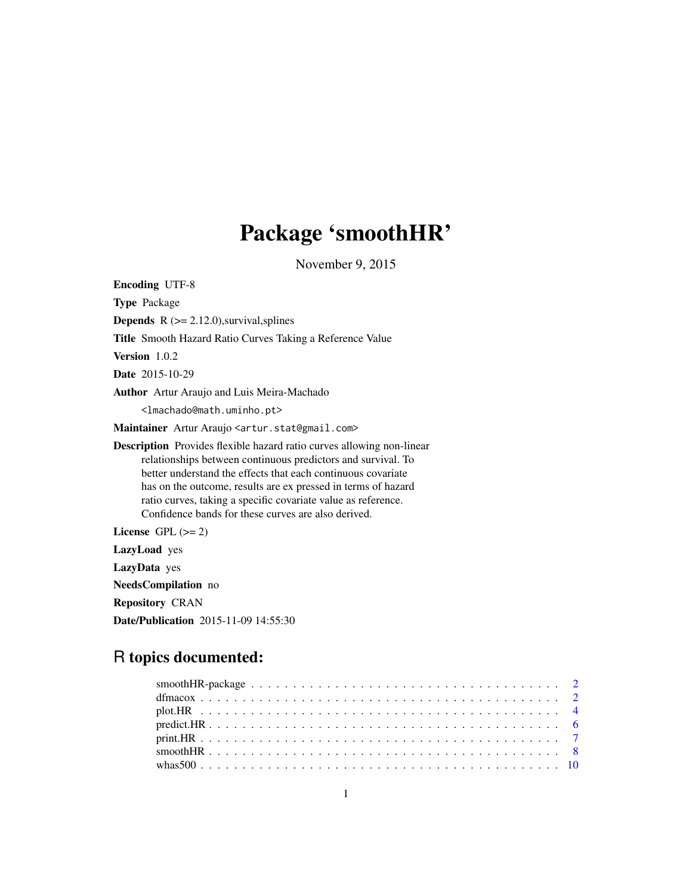# Package 'smoothHR'

November 9, 2015

**Encoding** UTF-8

**Type** Package

**Depends** R (>= 2.12.0),survival,splines

**Title** Smooth Hazard Ratio Curves Taking a Reference Value

**Version** 1.0.2

**Date** 2015-10-29

**Author** Artur Araujo and Luis Meira-Machado

<lmachado@math.uminho.pt>

**Maintainer** Artur Araujo <artur.stat@gmail.com>

**Description** Provides flexible hazard ratio curves allowing non-linear relationships between continuous predictors and survival. To better understand the effects that each continuous covariate has on the outcome, results are ex pressed in terms of hazard ratio curves, taking a specific covariate value as reference. Confidence bands for these curves are also derived.

**License** GPL (>= 2)

**LazyLoad** yes

**LazyData** yes

**NeedsCompilation** no

**Repository** CRAN

**Date/Publication** 2015-11-09 14:55:30

## R topics documented:

- smoothHR-package . . . . . . . . . . . . . . . . . . . . . . . . . . . . . . . . . . . 2
- dfmacox . . . . . . . . . . . . . . . . . . . . . . . . . . . . . . . . . . . . . . . . . 2
- plot.HR . . . . . . . . . . . . . . . . . . . . . . . . . . . . . . . . . . . . . . . . . 4
- predict.HR . . . . . . . . . . . . . . . . . . . . . . . . . . . . . . . . . . . . . . . 6
- print.HR . . . . . . . . . . . . . . . . . . . . . . . . . . . . . . . . . . . . . . . . 7
- smoothHR . . . . . . . . . . . . . . . . . . . . . . . . . . . . . . . . . . . . . . . 8
- whas500 . . . . . . . . . . . . . . . . . . . . . . . . . . . . . . . . . . . . . . . . 10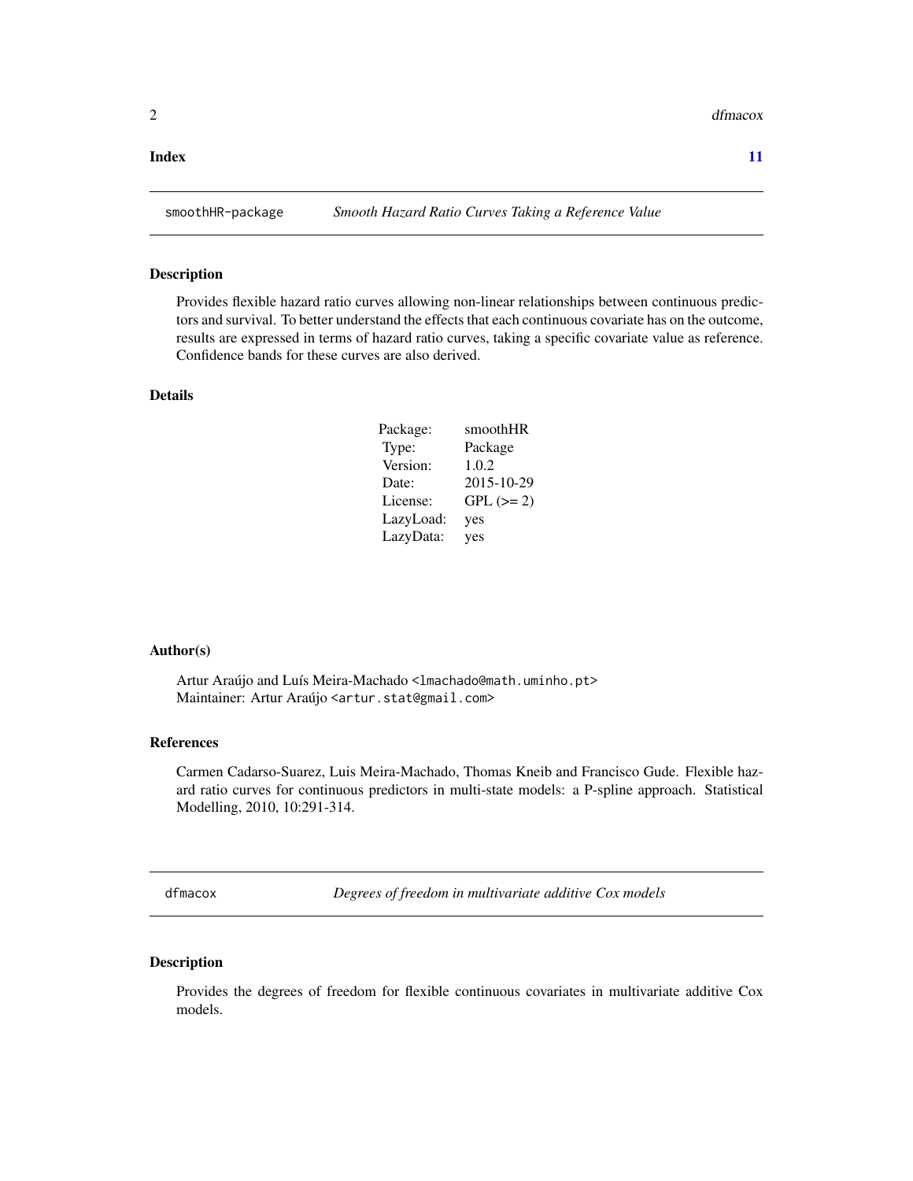**Index** **11**

## smoothHR-package *Smooth Hazard Ratio Curves Taking a Reference Value*

### Description

Provides flexible hazard ratio curves allowing non-linear relationships between continuous predictors and survival. To better understand the effects that each continuous covariate has on the outcome, results are expressed in terms of hazard ratio curves, taking a specific covariate value as reference. Confidence bands for these curves are also derived.

### Details

| | |
|---|---|
| Package: | smoothHR |
| Type: | Package |
| Version: | 1.0.2 |
| Date: | 2015-10-29 |
| License: | GPL (>= 2) |
| LazyLoad: | yes |
| LazyData: | yes |

### Author(s)

Artur Araújo and Luís Meira-Machado <lmachado@math.uminho.pt>
Maintainer: Artur Araújo <artur.stat@gmail.com>

### References

Carmen Cadarso-Suarez, Luis Meira-Machado, Thomas Kneib and Francisco Gude. Flexible hazard ratio curves for continuous predictors in multi-state models: a P-spline approach. Statistical Modelling, 2010, 10:291-314.

## dfmacox *Degrees of freedom in multivariate additive Cox models*

### Description

Provides the degrees of freedom for flexible continuous covariates in multivariate additive Cox models.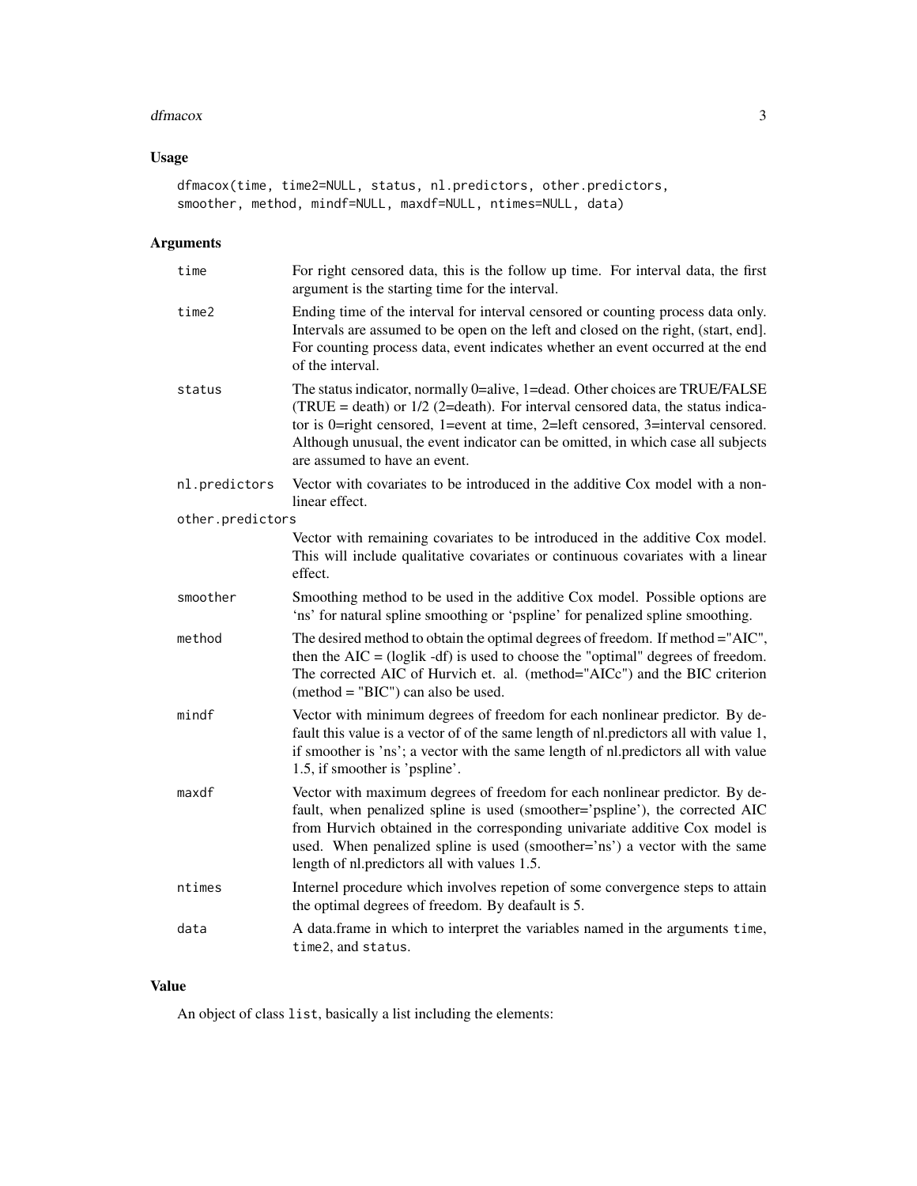## Usage

```
dfmacox(time, time2=NULL, status, nl.predictors, other.predictors,
smoother, method, mindf=NULL, maxdf=NULL, ntimes=NULL, data)
```

## Arguments

| Argument | Description |
|---|---|
| `time` | For right censored data, this is the follow up time. For interval data, the first argument is the starting time for the interval. |
| `time2` | Ending time of the interval for interval censored or counting process data only. Intervals are assumed to be open on the left and closed on the right, (start, end]. For counting process data, event indicates whether an event occurred at the end of the interval. |
| `status` | The status indicator, normally 0=alive, 1=dead. Other choices are TRUE/FALSE (TRUE = death) or 1/2 (2=death). For interval censored data, the status indicator is 0=right censored, 1=event at time, 2=left censored, 3=interval censored. Although unusual, the event indicator can be omitted, in which case all subjects are assumed to have an event. |
| `nl.predictors` | Vector with covariates to be introduced in the additive Cox model with a nonlinear effect. |
| `other.predictors` | Vector with remaining covariates to be introduced in the additive Cox model. This will include qualitative covariates or continuous covariates with a linear effect. |
| `smoother` | Smoothing method to be used in the additive Cox model. Possible options are 'ns' for natural spline smoothing or 'pspline' for penalized spline smoothing. |
| `method` | The desired method to obtain the optimal degrees of freedom. If method ="AIC", then the AIC = (loglik -df) is used to choose the "optimal" degrees of freedom. The corrected AIC of Hurvich et. al. (method="AICc") and the BIC criterion (method = "BIC") can also be used. |
| `mindf` | Vector with minimum degrees of freedom for each nonlinear predictor. By default this value is a vector of of the same length of nl.predictors all with value 1, if smoother is 'ns'; a vector with the same length of nl.predictors all with value 1.5, if smoother is 'pspline'. |
| `maxdf` | Vector with maximum degrees of freedom for each nonlinear predictor. By default, when penalized spline is used (smoother='pspline'), the corrected AIC from Hurvich obtained in the corresponding univariate additive Cox model is used. When penalized spline is used (smoother='ns') a vector with the same length of nl.predictors all with values 1.5. |
| `ntimes` | Internel procedure which involves repetion of some convergence steps to attain the optimal degrees of freedom. By deafault is 5. |
| `data` | A data.frame in which to interpret the variables named in the arguments `time`, `time2`, and `status`. |

## Value

An object of class `list`, basically a list including the elements: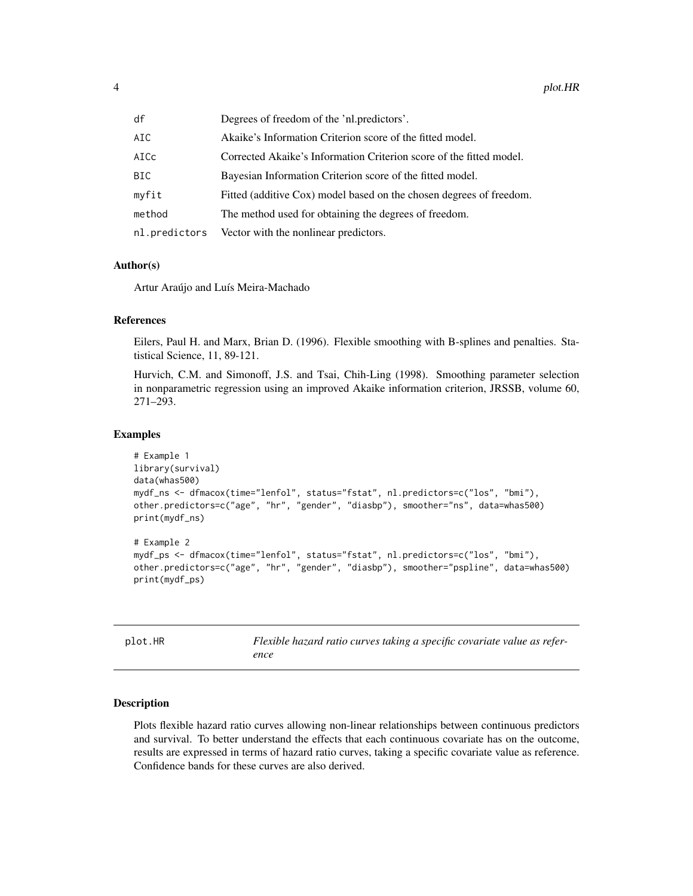| | |
|---|---|
| df | Degrees of freedom of the 'nl.predictors'. |
| AIC | Akaike's Information Criterion score of the fitted model. |
| AICc | Corrected Akaike's Information Criterion score of the fitted model. |
| BIC | Bayesian Information Criterion score of the fitted model. |
| myfit | Fitted (additive Cox) model based on the chosen degrees of freedom. |
| method | The method used for obtaining the degrees of freedom. |
| nl.predictors | Vector with the nonlinear predictors. |

### Author(s)

Artur Araújo and Luís Meira-Machado

### References

Eilers, Paul H. and Marx, Brian D. (1996). Flexible smoothing with B-splines and penalties. Statistical Science, 11, 89-121.

Hurvich, C.M. and Simonoff, J.S. and Tsai, Chih-Ling (1998). Smoothing parameter selection in nonparametric regression using an improved Akaike information criterion, JRSSB, volume 60, 271–293.

### Examples

```
# Example 1
library(survival)
data(whas500)
mydf_ns <- dfmacox(time="lenfol", status="fstat", nl.predictors=c("los", "bmi"),
other.predictors=c("age", "hr", "gender", "diasbp"), smoother="ns", data=whas500)
print(mydf_ns)

# Example 2
mydf_ps <- dfmacox(time="lenfol", status="fstat", nl.predictors=c("los", "bmi"),
other.predictors=c("age", "hr", "gender", "diasbp"), smoother="pspline", data=whas500)
print(mydf_ps)
```

---

## plot.HR — *Flexible hazard ratio curves taking a specific covariate value as reference*

### Description

Plots flexible hazard ratio curves allowing non-linear relationships between continuous predictors and survival. To better understand the effects that each continuous covariate has on the outcome, results are expressed in terms of hazard ratio curves, taking a specific covariate value as reference. Confidence bands for these curves are also derived.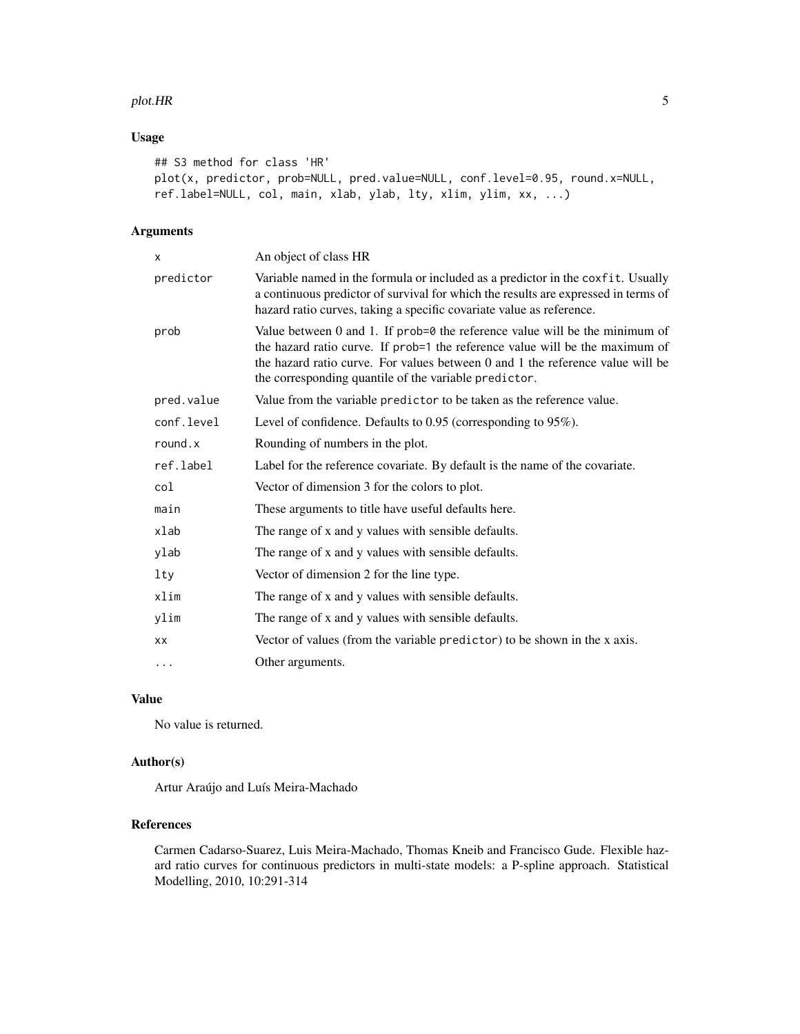## Usage

```
## S3 method for class 'HR'
plot(x, predictor, prob=NULL, pred.value=NULL, conf.level=0.95, round.x=NULL,
ref.label=NULL, col, main, xlab, ylab, lty, xlim, ylim, xx, ...)
```

## Arguments

| | |
|---|---|
| x | An object of class HR |
| predictor | Variable named in the formula or included as a predictor in the coxfit. Usually a continuous predictor of survival for which the results are expressed in terms of hazard ratio curves, taking a specific covariate value as reference. |
| prob | Value between 0 and 1. If prob=0 the reference value will be the minimum of the hazard ratio curve. If prob=1 the reference value will be the maximum of the hazard ratio curve. For values between 0 and 1 the reference value will be the corresponding quantile of the variable predictor. |
| pred.value | Value from the variable predictor to be taken as the reference value. |
| conf.level | Level of confidence. Defaults to 0.95 (corresponding to 95%). |
| round.x | Rounding of numbers in the plot. |
| ref.label | Label for the reference covariate. By default is the name of the covariate. |
| col | Vector of dimension 3 for the colors to plot. |
| main | These arguments to title have useful defaults here. |
| xlab | The range of x and y values with sensible defaults. |
| ylab | The range of x and y values with sensible defaults. |
| lty | Vector of dimension 2 for the line type. |
| xlim | The range of x and y values with sensible defaults. |
| ylim | The range of x and y values with sensible defaults. |
| xx | Vector of values (from the variable predictor) to be shown in the x axis. |
| ... | Other arguments. |

## Value

No value is returned.

## Author(s)

Artur Araújo and Luís Meira-Machado

## References

Carmen Cadarso-Suarez, Luis Meira-Machado, Thomas Kneib and Francisco Gude. Flexible hazard ratio curves for continuous predictors in multi-state models: a P-spline approach. Statistical Modelling, 2010, 10:291-314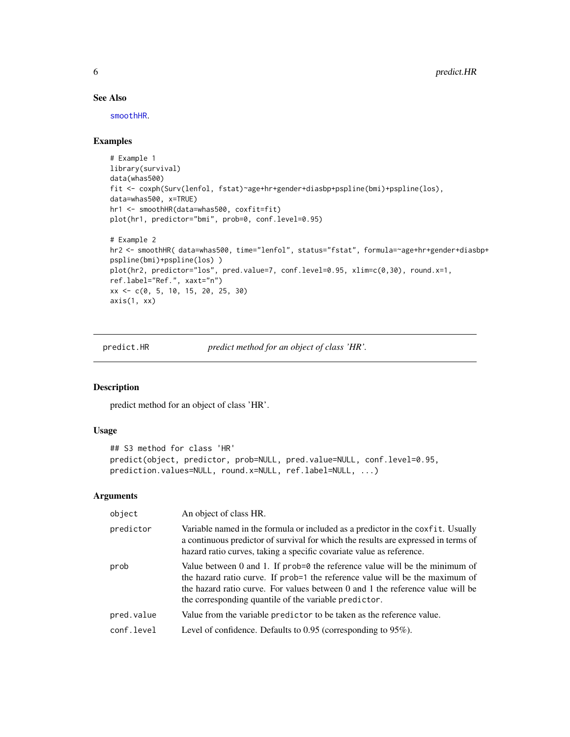## See Also

smoothHR.

## Examples

```
# Example 1
library(survival)
data(whas500)
fit <- coxph(Surv(lenfol, fstat)~age+hr+gender+diasbp+pspline(bmi)+pspline(los),
data=whas500, x=TRUE)
hr1 <- smoothHR(data=whas500, coxfit=fit)
plot(hr1, predictor="bmi", prob=0, conf.level=0.95)

# Example 2
hr2 <- smoothHR( data=whas500, time="lenfol", status="fstat", formula=~age+hr+gender+diasbp+
pspline(bmi)+pspline(los) )
plot(hr2, predictor="los", pred.value=7, conf.level=0.95, xlim=c(0,30), round.x=1,
ref.label="Ref.", xaxt="n")
xx <- c(0, 5, 10, 15, 20, 25, 30)
axis(1, xx)
```

---

# predict.HR — *predict method for an object of class 'HR'.*

## Description

predict method for an object of class 'HR'.

## Usage

```
## S3 method for class 'HR'
predict(object, predictor, prob=NULL, pred.value=NULL, conf.level=0.95,
prediction.values=NULL, round.x=NULL, ref.label=NULL, ...)
```

## Arguments

| | |
|---|---|
| `object` | An object of class HR. |
| `predictor` | Variable named in the formula or included as a predictor in the `coxfit`. Usually a continuous predictor of survival for which the results are expressed in terms of hazard ratio curves, taking a specific covariate value as reference. |
| `prob` | Value between 0 and 1. If `prob=0` the reference value will be the minimum of the hazard ratio curve. If `prob=1` the reference value will be the maximum of the hazard ratio curve. For values between 0 and 1 the reference value will be the corresponding quantile of the variable `predictor`. |
| `pred.value` | Value from the variable `predictor` to be taken as the reference value. |
| `conf.level` | Level of confidence. Defaults to 0.95 (corresponding to 95%). |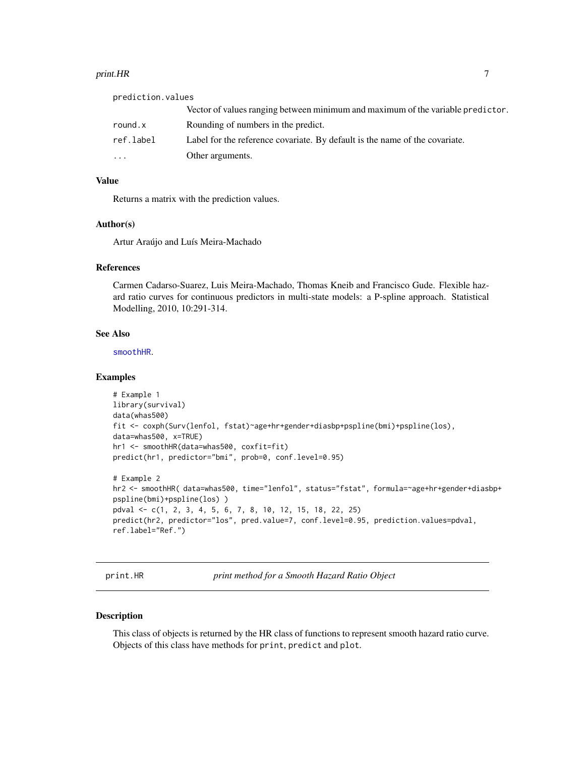| | |
|---|---|
| prediction.values | Vector of values ranging between minimum and maximum of the variable predictor. |
| round.x | Rounding of numbers in the predict. |
| ref.label | Label for the reference covariate. By default is the name of the covariate. |
| ... | Other arguments. |

### Value

Returns a matrix with the prediction values.

### Author(s)

Artur Araújo and Luís Meira-Machado

### References

Carmen Cadarso-Suarez, Luis Meira-Machado, Thomas Kneib and Francisco Gude. Flexible hazard ratio curves for continuous predictors in multi-state models: a P-spline approach. Statistical Modelling, 2010, 10:291-314.

### See Also

smoothHR.

### Examples

```
# Example 1
library(survival)
data(whas500)
fit <- coxph(Surv(lenfol, fstat)~age+hr+gender+diasbp+pspline(bmi)+pspline(los),
data=whas500, x=TRUE)
hr1 <- smoothHR(data=whas500, coxfit=fit)
predict(hr1, predictor="bmi", prob=0, conf.level=0.95)

# Example 2
hr2 <- smoothHR( data=whas500, time="lenfol", status="fstat", formula=~age+hr+gender+diasbp+
pspline(bmi)+pspline(los) )
pdval <- c(1, 2, 3, 4, 5, 6, 7, 8, 10, 12, 15, 18, 22, 25)
predict(hr2, predictor="los", pred.value=7, conf.level=0.95, prediction.values=pdval,
ref.label="Ref.")
```

---

## print.HR *print method for a Smooth Hazard Ratio Object*

### Description

This class of objects is returned by the HR class of functions to represent smooth hazard ratio curve. Objects of this class have methods for print, predict and plot.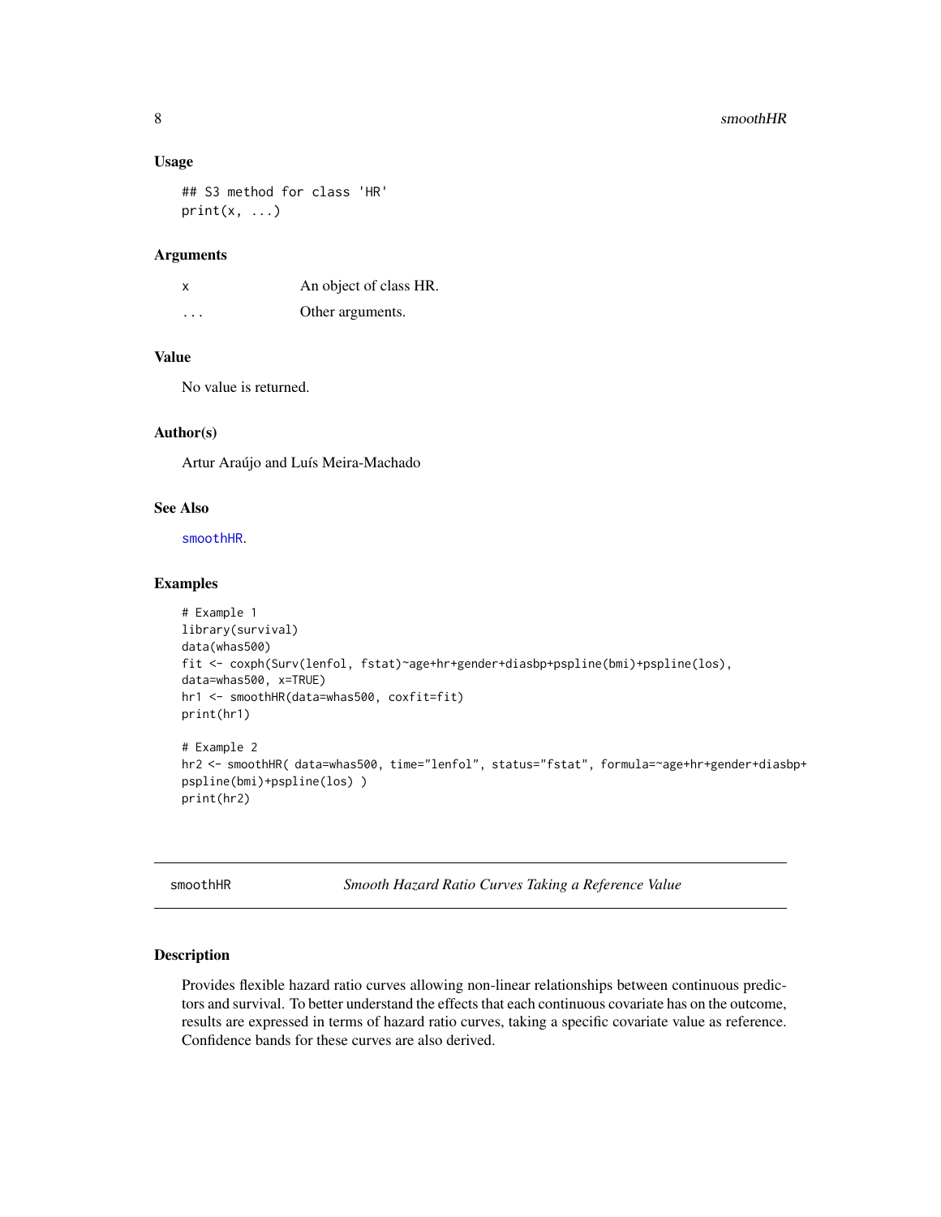### Usage

```
## S3 method for class 'HR'
print(x, ...)
```

### Arguments

| | |
|---|---|
| x | An object of class HR. |
| ... | Other arguments. |

### Value

No value is returned.

### Author(s)

Artur Araújo and Luís Meira-Machado

### See Also

smoothHR.

### Examples

```
# Example 1
library(survival)
data(whas500)
fit <- coxph(Surv(lenfol, fstat)~age+hr+gender+diasbp+pspline(bmi)+pspline(los),
data=whas500, x=TRUE)
hr1 <- smoothHR(data=whas500, coxfit=fit)
print(hr1)

# Example 2
hr2 <- smoothHR( data=whas500, time="lenfol", status="fstat", formula=~age+hr+gender+diasbp+
pspline(bmi)+pspline(los) )
print(hr2)
```

---

## smoothHR — *Smooth Hazard Ratio Curves Taking a Reference Value*

### Description

Provides flexible hazard ratio curves allowing non-linear relationships between continuous predictors and survival. To better understand the effects that each continuous covariate has on the outcome, results are expressed in terms of hazard ratio curves, taking a specific covariate value as reference. Confidence bands for these curves are also derived.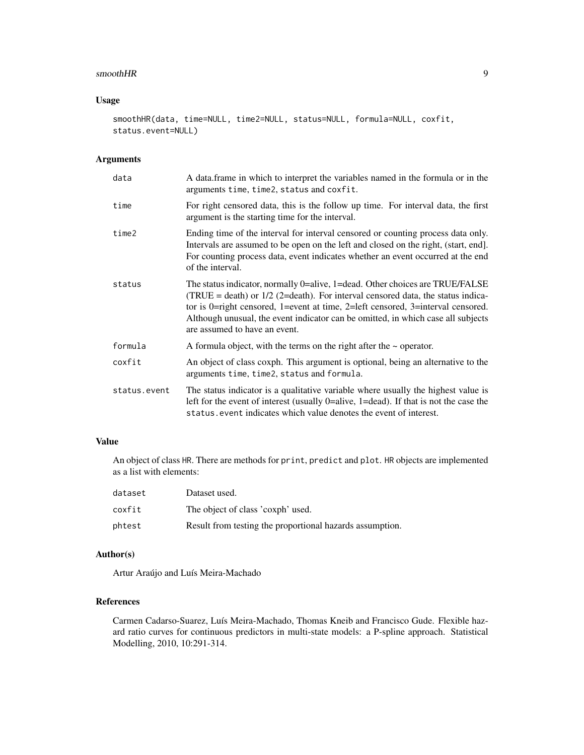### Usage

```
smoothHR(data, time=NULL, time2=NULL, status=NULL, formula=NULL, coxfit,
status.event=NULL)
```

### Arguments

| | |
|---|---|
| data | A data.frame in which to interpret the variables named in the formula or in the arguments time, time2, status and coxfit. |
| time | For right censored data, this is the follow up time. For interval data, the first argument is the starting time for the interval. |
| time2 | Ending time of the interval for interval censored or counting process data only. Intervals are assumed to be open on the left and closed on the right, (start, end]. For counting process data, event indicates whether an event occurred at the end of the interval. |
| status | The status indicator, normally 0=alive, 1=dead. Other choices are TRUE/FALSE (TRUE = death) or 1/2 (2=death). For interval censored data, the status indicator is 0=right censored, 1=event at time, 2=left censored, 3=interval censored. Although unusual, the event indicator can be omitted, in which case all subjects are assumed to have an event. |
| formula | A formula object, with the terms on the right after the ~ operator. |
| coxfit | An object of class coxph. This argument is optional, being an alternative to the arguments time, time2, status and formula. |
| status.event | The status indicator is a qualitative variable where usually the highest value is left for the event of interest (usually 0=alive, 1=dead). If that is not the case the status.event indicates which value denotes the event of interest. |

### Value

An object of class HR. There are methods for print, predict and plot. HR objects are implemented as a list with elements:

| | |
|---|---|
| dataset | Dataset used. |
| coxfit | The object of class 'coxph' used. |
| phtest | Result from testing the proportional hazards assumption. |

### Author(s)

Artur Araújo and Luís Meira-Machado

### References

Carmen Cadarso-Suarez, Luís Meira-Machado, Thomas Kneib and Francisco Gude. Flexible hazard ratio curves for continuous predictors in multi-state models: a P-spline approach. Statistical Modelling, 2010, 10:291-314.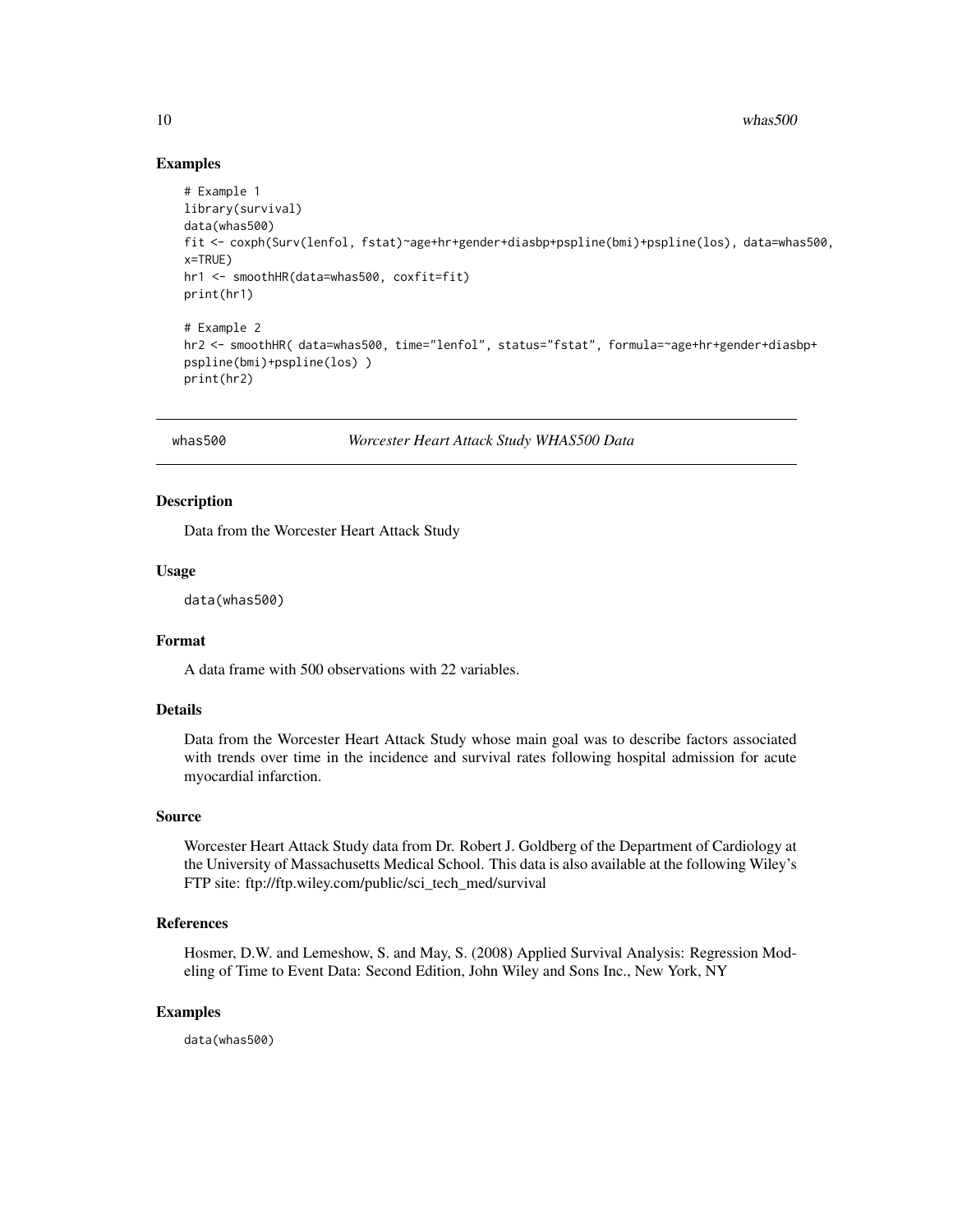### Examples

```
# Example 1
library(survival)
data(whas500)
fit <- coxph(Surv(lenfol, fstat)~age+hr+gender+diasbp+pspline(bmi)+pspline(los), data=whas500,
x=TRUE)
hr1 <- smoothHR(data=whas500, coxfit=fit)
print(hr1)

# Example 2
hr2 <- smoothHR( data=whas500, time="lenfol", status="fstat", formula=~age+hr+gender+diasbp+
pspline(bmi)+pspline(los) )
print(hr2)
```

---

## whas500 *Worcester Heart Attack Study WHAS500 Data*

---

### Description

Data from the Worcester Heart Attack Study

### Usage

```
data(whas500)
```

### Format

A data frame with 500 observations with 22 variables.

### Details

Data from the Worcester Heart Attack Study whose main goal was to describe factors associated with trends over time in the incidence and survival rates following hospital admission for acute myocardial infarction.

### Source

Worcester Heart Attack Study data from Dr. Robert J. Goldberg of the Department of Cardiology at the University of Massachusetts Medical School. This data is also available at the following Wiley's FTP site: ftp://ftp.wiley.com/public/sci_tech_med/survival

### References

Hosmer, D.W. and Lemeshow, S. and May, S. (2008) Applied Survival Analysis: Regression Modeling of Time to Event Data: Second Edition, John Wiley and Sons Inc., New York, NY

### Examples

```
data(whas500)
```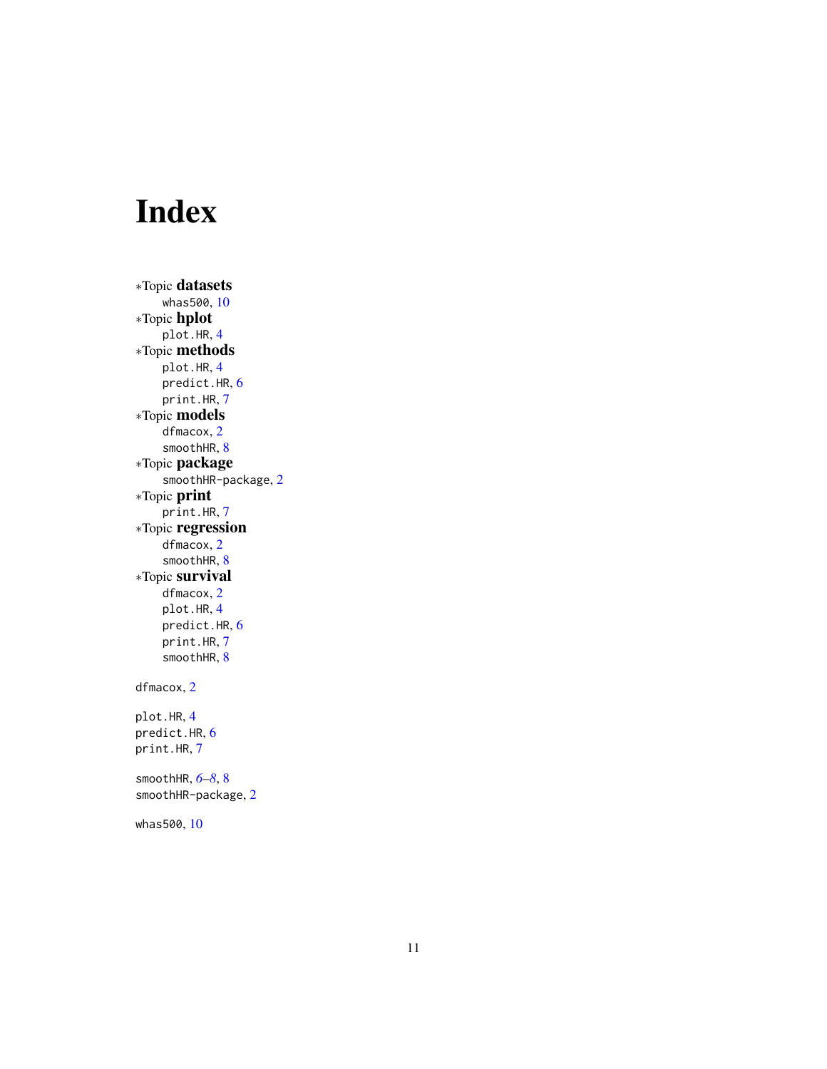# Index

∗Topic **datasets**
  whas500, 10
∗Topic **hplot**
  plot.HR, 4
∗Topic **methods**
  plot.HR, 4
  predict.HR, 6
  print.HR, 7
∗Topic **models**
  dfmacox, 2
  smoothHR, 8
∗Topic **package**
  smoothHR-package, 2
∗Topic **print**
  print.HR, 7
∗Topic **regression**
  dfmacox, 2
  smoothHR, 8
∗Topic **survival**
  dfmacox, 2
  plot.HR, 4
  predict.HR, 6
  print.HR, 7
  smoothHR, 8

dfmacox, 2

plot.HR, 4
predict.HR, 6
print.HR, 7

smoothHR, *6–8*, 8
smoothHR-package, 2

whas500, 10